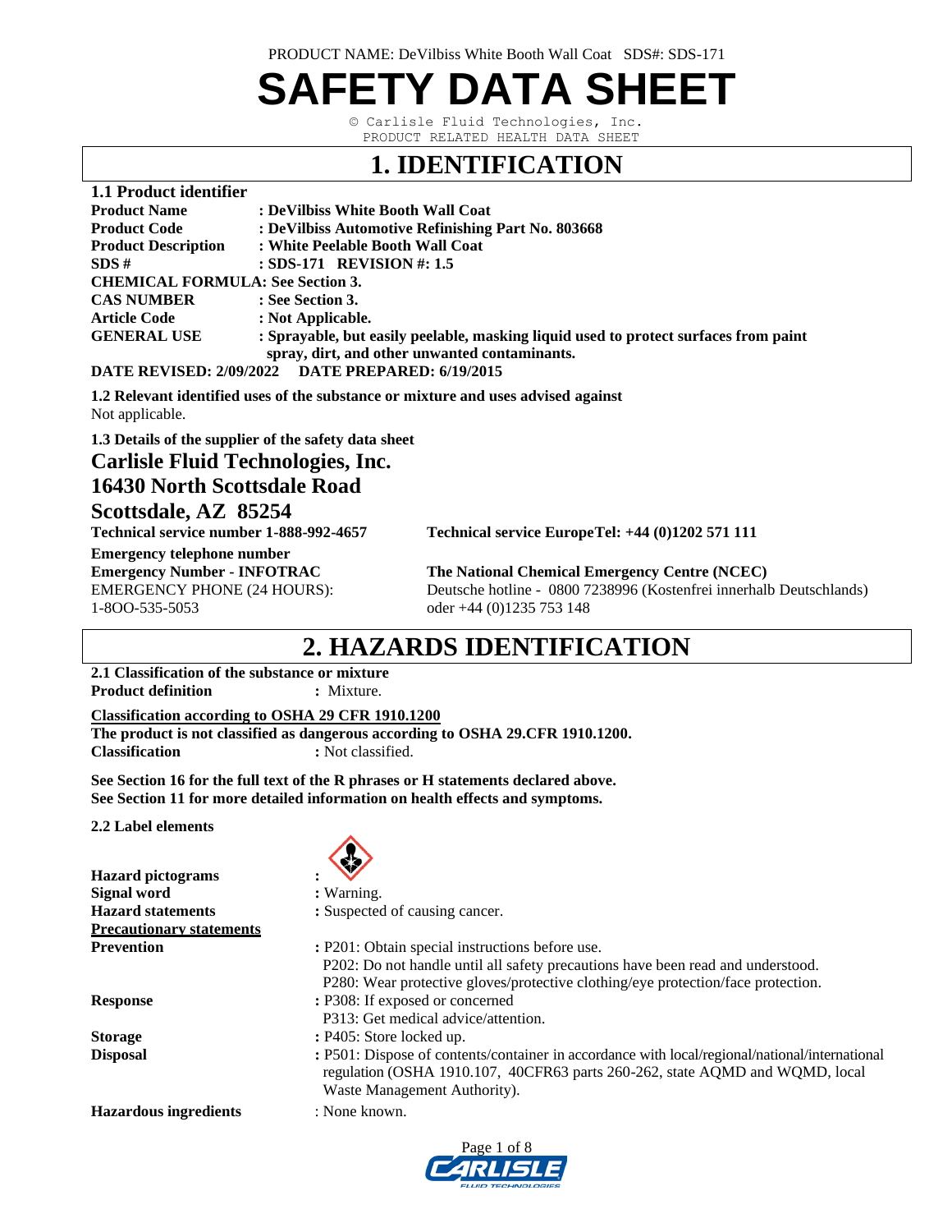# SAFETY DATA SHEET

© Carlisle Fluid Technologies, Inc.
PRODUCT RELATED HEALTH DATA SHEET

## 1. IDENTIFICATION

### 1.1 Product identifier

**Product Name** : **DeVilbiss White Booth Wall Coat**
**Product Code** : **DeVilbiss Automotive Refinishing Part No. 803668**
**Product Description** : **White Peelable Booth Wall Coat**
**SDS #** : **SDS-171 REVISION #: 1.5**
**CHEMICAL FORMULA: See Section 3.**
**CAS NUMBER** : **See Section 3.**
**Article Code** : **Not Applicable.**
**GENERAL USE** : **Sprayable, but easily peelable, masking liquid used to protect surfaces from paint spray, dirt, and other unwanted contaminants.**
**DATE REVISED: 2/09/2022 DATE PREPARED: 6/19/2015**

**1.2 Relevant identified uses of the substance or mixture and uses advised against**
Not applicable.

**1.3 Details of the supplier of the safety data sheet**

### Carlisle Fluid Technologies, Inc.
### 16430 North Scottsdale Road
### Scottsdale, AZ 85254

**Technical service number 1-888-992-4657**
**Technical service EuropeTel: +44 (0)1202 571 111**

**Emergency telephone number**
**Emergency Number - INFOTRAC**
EMERGENCY PHONE (24 HOURS): 1-8OO-535-5053

**The National Chemical Emergency Centre (NCEC)**
Deutsche hotline - 0800 7238996 (Kostenfrei innerhalb Deutschlands) oder +44 (0)1235 753 148

## 2. HAZARDS IDENTIFICATION

**2.1 Classification of the substance or mixture**
**Product definition** : Mixture.

**Classification according to OSHA 29 CFR 1910.1200**
**The product is not classified as dangerous according to OSHA 29.CFR 1910.1200.**
**Classification** : Not classified.

**See Section 16 for the full text of the R phrases or H statements declared above.**
**See Section 11 for more detailed information on health effects and symptoms.**

**2.2 Label elements**

**Hazard pictograms** :
**Signal word** : Warning.
**Hazard statements** : Suspected of causing cancer.
**Precautionary statements**
**Prevention** : P201: Obtain special instructions before use.
P202: Do not handle until all safety precautions have been read and understood.
P280: Wear protective gloves/protective clothing/eye protection/face protection.
**Response** : P308: If exposed or concerned
P313: Get medical advice/attention.
**Storage** : P405: Store locked up.
**Disposal** : P501: Dispose of contents/container in accordance with local/regional/national/international regulation (OSHA 1910.107, 40CFR63 parts 260-262, state AQMD and WQMD, local Waste Management Authority).
**Hazardous ingredients** : None known.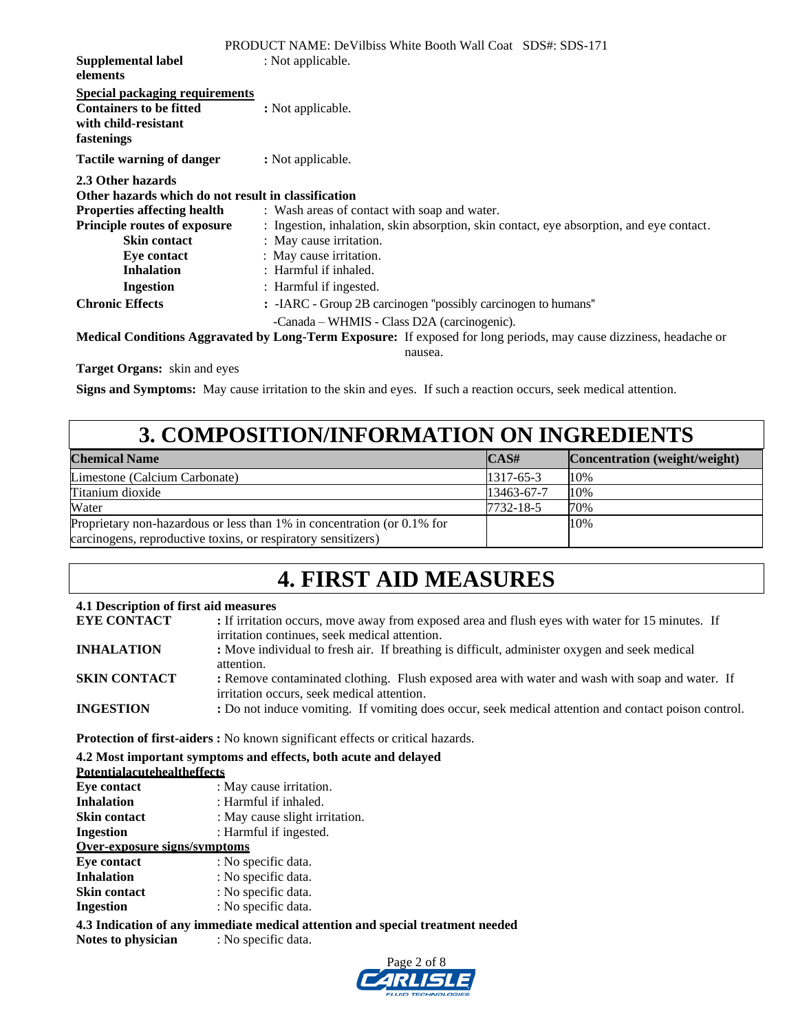**Supplemental label elements** : Not applicable.

**Special packaging requirements**

**Containers to be fitted with child-resistant fastenings** : Not applicable.

**Tactile warning of danger** : Not applicable.

**2.3 Other hazards**

**Other hazards which do not result in classification**

**Properties affecting health** : Wash areas of contact with soap and water.

**Principle routes of exposure** : Ingestion, inhalation, skin absorption, skin contact, eye absorption, and eye contact.

**Skin contact** : May cause irritation.

**Eye contact** : May cause irritation.

**Inhalation** : Harmful if inhaled.

**Ingestion** : Harmful if ingested.

**Chronic Effects** : -IARC - Group 2B carcinogen "possibly carcinogen to humans"

-Canada – WHMIS - Class D2A (carcinogenic).

**Medical Conditions Aggravated by Long-Term Exposure:** If exposed for long periods, may cause dizziness, headache or nausea.

**Target Organs:** skin and eyes

**Signs and Symptoms:** May cause irritation to the skin and eyes. If such a reaction occurs, seek medical attention.

# 3. COMPOSITION/INFORMATION ON INGREDIENTS

| Chemical Name | CAS# | Concentration (weight/weight) |
|---|---|---|
| Limestone (Calcium Carbonate) | 1317-65-3 | 10% |
| Titanium dioxide | 13463-67-7 | 10% |
| Water | 7732-18-5 | 70% |
| Proprietary non-hazardous or less than 1% in concentration (or 0.1% for carcinogens, reproductive toxins, or respiratory sensitizers) | | 10% |

# 4. FIRST AID MEASURES

**4.1 Description of first aid measures**

**EYE CONTACT** : If irritation occurs, move away from exposed area and flush eyes with water for 15 minutes. If irritation continues, seek medical attention.

**INHALATION** : Move individual to fresh air. If breathing is difficult, administer oxygen and seek medical attention.

**SKIN CONTACT** : Remove contaminated clothing. Flush exposed area with water and wash with soap and water. If irritation occurs, seek medical attention.

**INGESTION** : Do not induce vomiting. If vomiting does occur, seek medical attention and contact poison control.

**Protection of first-aiders :** No known significant effects or critical hazards.

**4.2 Most important symptoms and effects, both acute and delayed**

**Potentialacutehealtheffects**

**Eye contact** : May cause irritation.

**Inhalation** : Harmful if inhaled.

**Skin contact** : May cause slight irritation.

**Ingestion** : Harmful if ingested.

**Over-exposure signs/symptoms**

**Eye contact** : No specific data.

**Inhalation** : No specific data.

**Skin contact** : No specific data.

**Ingestion** : No specific data.

**4.3 Indication of any immediate medical attention and special treatment needed**

**Notes to physician** : No specific data.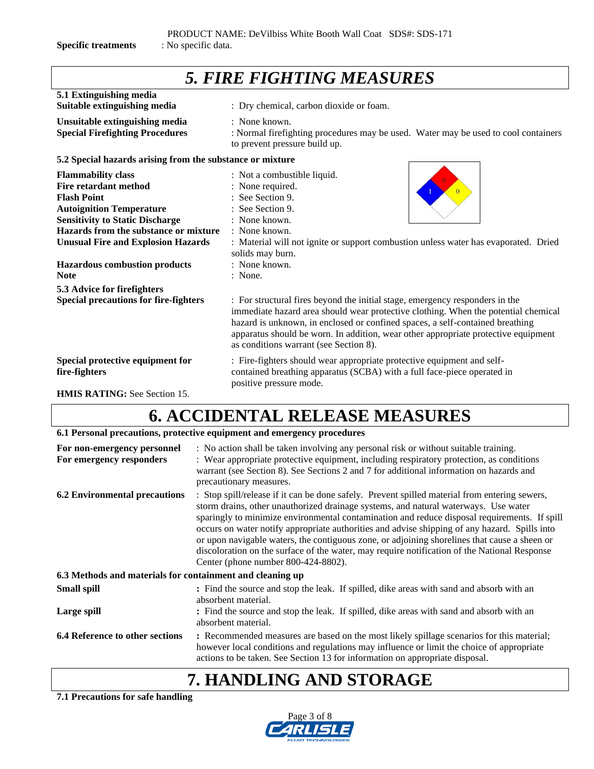**Specific treatments** : No specific data.

# *5. FIRE FIGHTING MEASURES*

**5.1 Extinguishing media**

**Suitable extinguishing media** : Dry chemical, carbon dioxide or foam.

**Unsuitable extinguishing media** : None known.

**Special Firefighting Procedures** : Normal firefighting procedures may be used. Water may be used to cool containers to prevent pressure build up.

**5.2 Special hazards arising from the substance or mixture**

**Flammability class** : Not a combustible liquid.

**Fire retardant method** : None required.

**Flash Point** : See Section 9.

**Autoignition Temperature** : See Section 9.

**Sensitivity to Static Discharge** : None known.

**Hazards from the substance or mixture** : None known.

**Unusual Fire and Explosion Hazards** : Material will not ignite or support combustion unless water has evaporated. Dried solids may burn.

**Hazardous combustion products** : None known.

**Note** : None.

**5.3 Advice for firefighters**

**Special precautions for fire-fighters** : For structural fires beyond the initial stage, emergency responders in the immediate hazard area should wear protective clothing. When the potential chemical hazard is unknown, in enclosed or confined spaces, a self-contained breathing apparatus should be worn. In addition, wear other appropriate protective equipment as conditions warrant (see Section 8).

**Special protective equipment for fire-fighters** : Fire-fighters should wear appropriate protective equipment and self-contained breathing apparatus (SCBA) with a full face-piece operated in positive pressure mode.

**HMIS RATING:** See Section 15.

# 6. ACCIDENTAL RELEASE MEASURES

**6.1 Personal precautions, protective equipment and emergency procedures**

**For non-emergency personnel** : No action shall be taken involving any personal risk or without suitable training.

**For emergency responders** : Wear appropriate protective equipment, including respiratory protection, as conditions warrant (see Section 8). See Sections 2 and 7 for additional information on hazards and precautionary measures.

**6.2 Environmental precautions** : Stop spill/release if it can be done safely. Prevent spilled material from entering sewers, storm drains, other unauthorized drainage systems, and natural waterways. Use water sparingly to minimize environmental contamination and reduce disposal requirements. If spill occurs on water notify appropriate authorities and advise shipping of any hazard. Spills into or upon navigable waters, the contiguous zone, or adjoining shorelines that cause a sheen or discoloration on the surface of the water, may require notification of the National Response Center (phone number 800-424-8802).

**6.3 Methods and materials for containment and cleaning up**

**Small spill** **:** Find the source and stop the leak. If spilled, dike areas with sand and absorb with an absorbent material.

**Large spill** **:** Find the source and stop the leak. If spilled, dike areas with sand and absorb with an absorbent material.

**6.4 Reference to other sections** **:** Recommended measures are based on the most likely spillage scenarios for this material; however local conditions and regulations may influence or limit the choice of appropriate actions to be taken. See Section 13 for information on appropriate disposal.

# 7. HANDLING AND STORAGE

**7.1 Precautions for safe handling**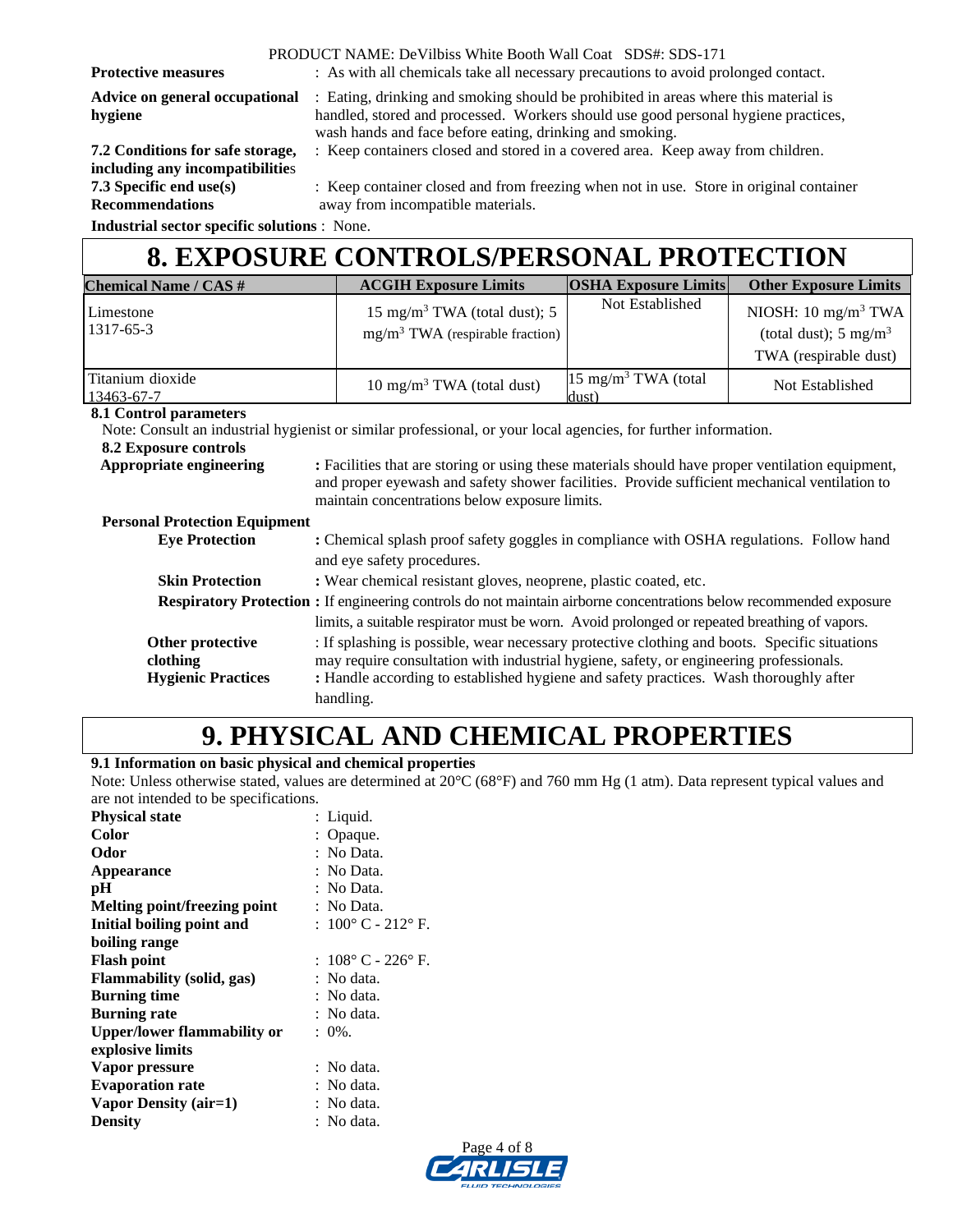**Protective measures** : As with all chemicals take all necessary precautions to avoid prolonged contact.

**Advice on general occupational hygiene** : Eating, drinking and smoking should be prohibited in areas where this material is handled, stored and processed. Workers should use good personal hygiene practices, wash hands and face before eating, drinking and smoking.

**7.2 Conditions for safe storage, including any incompatibilities** : Keep containers closed and stored in a covered area. Keep away from children.

**7.3 Specific end use(s) Recommendations** : Keep container closed and from freezing when not in use. Store in original container away from incompatible materials.

**Industrial sector specific solutions** : None.

# 8. EXPOSURE CONTROLS/PERSONAL PROTECTION

| Chemical Name / CAS # | ACGIH Exposure Limits | OSHA Exposure Limits | Other Exposure Limits |
|---|---|---|---|
| Limestone 1317-65-3 | 15 $mg/m^3$ TWA (total dust); 5 $mg/m^3$ TWA (respirable fraction) | Not Established | NIOSH: 10 $mg/m^3$ TWA (total dust); 5 $mg/m^3$ TWA (respirable dust) |
| Titanium dioxide 13463-67-7 | 10 $mg/m^3$ TWA (total dust) | 15 $mg/m^3$ TWA (total dust) | Not Established |

**8.1 Control parameters**

Note: Consult an industrial hygienist or similar professional, or your local agencies, for further information.

**8.2 Exposure controls**

**Appropriate engineering** : Facilities that are storing or using these materials should have proper ventilation equipment, and proper eyewash and safety shower facilities. Provide sufficient mechanical ventilation to maintain concentrations below exposure limits.

**Personal Protection Equipment**

**Eye Protection** : Chemical splash proof safety goggles in compliance with OSHA regulations. Follow hand and eye safety procedures.

**Skin Protection** : Wear chemical resistant gloves, neoprene, plastic coated, etc.

**Respiratory Protection** : If engineering controls do not maintain airborne concentrations below recommended exposure limits, a suitable respirator must be worn. Avoid prolonged or repeated breathing of vapors.

**Other protective clothing** : If splashing is possible, wear necessary protective clothing and boots. Specific situations may require consultation with industrial hygiene, safety, or engineering professionals.

**Hygienic Practices** : Handle according to established hygiene and safety practices. Wash thoroughly after handling.

# 9. PHYSICAL AND CHEMICAL PROPERTIES

**9.1 Information on basic physical and chemical properties**

Note: Unless otherwise stated, values are determined at 20°C (68°F) and 760 mm Hg (1 atm). Data represent typical values and are not intended to be specifications.

**Physical state** : Liquid.
**Color** : Opaque.
**Odor** : No Data.
**Appearance** : No Data.
**pH** : No Data.
**Melting point/freezing point** : No Data.
**Initial boiling point and boiling range** : 100° C - 212° F.
**Flash point** : 108° C - 226° F.
**Flammability (solid, gas)** : No data.
**Burning time** : No data.
**Burning rate** : No data.
**Upper/lower flammability or explosive limits** : 0%.
**Vapor pressure** : No data.
**Evaporation rate** : No data.
**Vapor Density (air=1)** : No data.
**Density** : No data.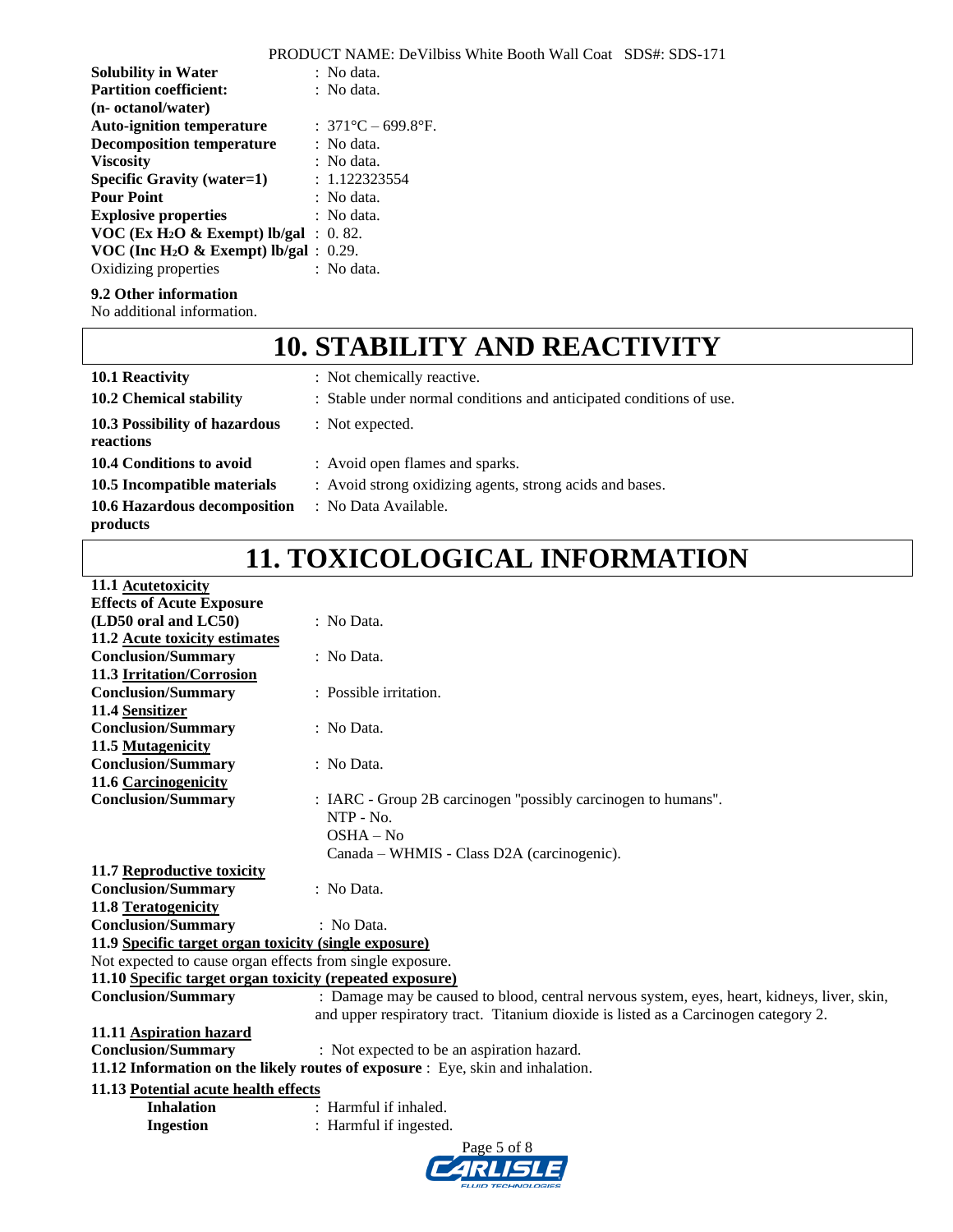| | |
|---|---|
| **Solubility in Water** | : No data. |
| **Partition coefficient: (n- octanol/water)** | : No data. |
| **Auto-ignition temperature** | : 371°C – 699.8°F. |
| **Decomposition temperature** | : No data. |
| **Viscosity** | : No data. |
| **Specific Gravity (water=1)** | : 1.122323554 |
| **Pour Point** | : No data. |
| **Explosive properties** | : No data. |
| **VOC (Ex $H_2O$ & Exempt) lb/gal** | : 0. 82. |
| **VOC (Inc $H_2O$ & Exempt) lb/gal** | : 0.29. |
| Oxidizing properties | : No data. |

**9.2 Other information**

No additional information.

# 10. STABILITY AND REACTIVITY

| | |
|---|---|
| **10.1 Reactivity** | : Not chemically reactive. |
| **10.2 Chemical stability** | : Stable under normal conditions and anticipated conditions of use. |
| **10.3 Possibility of hazardous reactions** | : Not expected. |
| **10.4 Conditions to avoid** | : Avoid open flames and sparks. |
| **10.5 Incompatible materials** | : Avoid strong oxidizing agents, strong acids and bases. |
| **10.6 Hazardous decomposition products** | : No Data Available. |

# 11. TOXICOLOGICAL INFORMATION

**11.1 Acutetoxicity**

**Effects of Acute Exposure (LD50 oral and LC50)** : No Data.

**11.2 Acute toxicity estimates**

**Conclusion/Summary** : No Data.

**11.3 Irritation/Corrosion**

**Conclusion/Summary** : Possible irritation.

**11.4 Sensitizer**

**Conclusion/Summary** : No Data.

**11.5 Mutagenicity**

**Conclusion/Summary** : No Data.

**11.6 Carcinogenicity**

**Conclusion/Summary** : IARC - Group 2B carcinogen "possibly carcinogen to humans".
NTP - No.
OSHA – No
Canada – WHMIS - Class D2A (carcinogenic).

**11.7 Reproductive toxicity**

**Conclusion/Summary** : No Data.

**11.8 Teratogenicity**

**Conclusion/Summary** : No Data.

**11.9 Specific target organ toxicity (single exposure)**

Not expected to cause organ effects from single exposure.

**11.10 Specific target organ toxicity (repeated exposure)**

**Conclusion/Summary** : Damage may be caused to blood, central nervous system, eyes, heart, kidneys, liver, skin, and upper respiratory tract. Titanium dioxide is listed as a Carcinogen category 2.

**11.11 Aspiration hazard**

**Conclusion/Summary** : Not expected to be an aspiration hazard.

**11.12 Information on the likely routes of exposure** : Eye, skin and inhalation.

**11.13 Potential acute health effects**

**Inhalation** : Harmful if inhaled.

**Ingestion** : Harmful if ingested.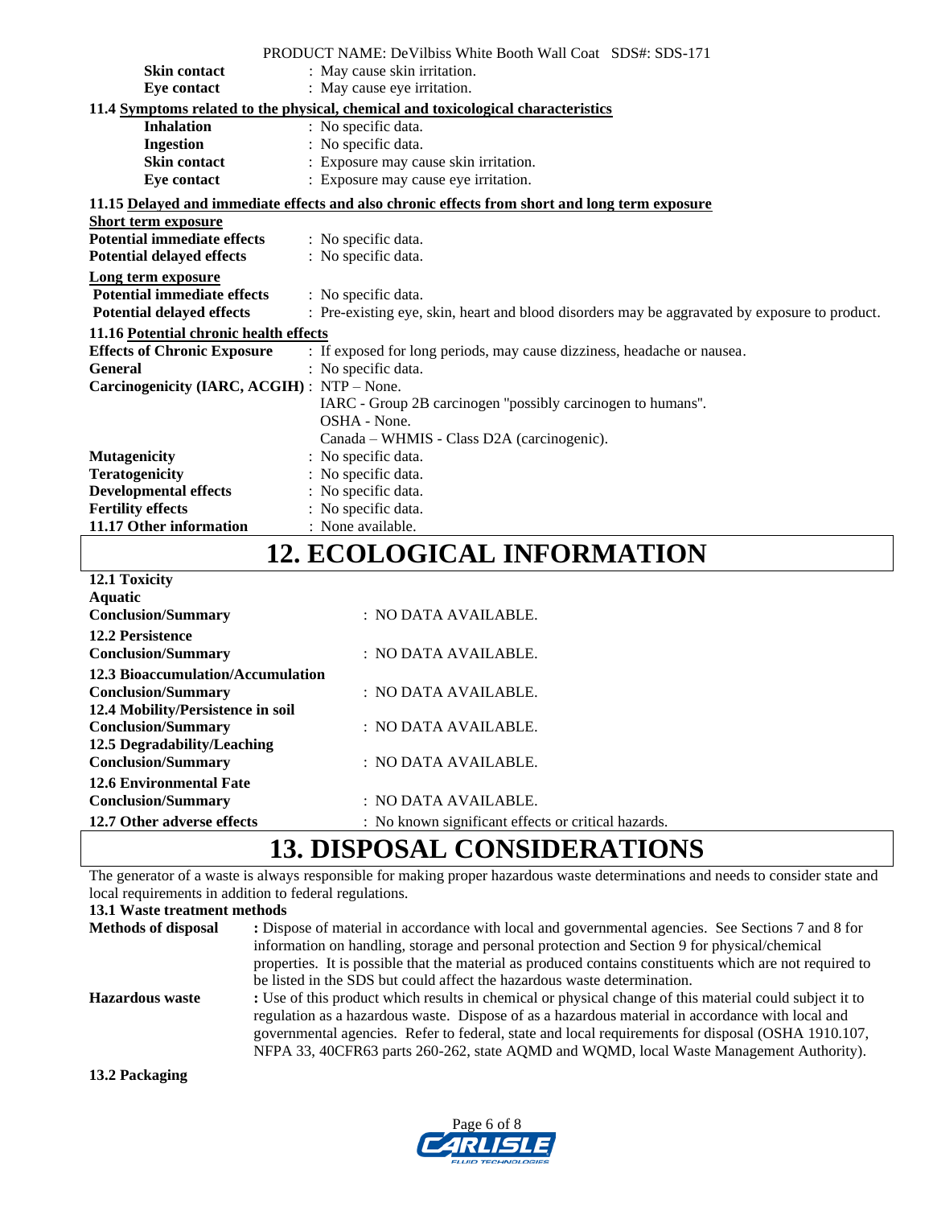| | |
|---|---|
| **Skin contact** | : May cause skin irritation. |
| **Eye contact** | : May cause eye irritation. |

**11.4 Symptoms related to the physical, chemical and toxicological characteristics**

| | |
|---|---|
| **Inhalation** | : No specific data. |
| **Ingestion** | : No specific data. |
| **Skin contact** | : Exposure may cause skin irritation. |
| **Eye contact** | : Exposure may cause eye irritation. |

**11.15 Delayed and immediate effects and also chronic effects from short and long term exposure**

**Short term exposure**

| | |
|---|---|
| **Potential immediate effects** | : No specific data. |
| **Potential delayed effects** | : No specific data. |

**Long term exposure**

| | |
|---|---|
| **Potential immediate effects** | : No specific data. |
| **Potential delayed effects** | : Pre-existing eye, skin, heart and blood disorders may be aggravated by exposure to product. |

**11.16 Potential chronic health effects**

| | |
|---|---|
| **Effects of Chronic Exposure** | : If exposed for long periods, may cause dizziness, headache or nausea. |
| **General** | : No specific data. |
| **Carcinogenicity (IARC, ACGIH)** | : NTP – None.<br>IARC - Group 2B carcinogen "possibly carcinogen to humans".<br>OSHA - None.<br>Canada – WHMIS - Class D2A (carcinogenic). |
| **Mutagenicity** | : No specific data. |
| **Teratogenicity** | : No specific data. |
| **Developmental effects** | : No specific data. |
| **Fertility effects** | : No specific data. |
| **11.17 Other information** | : None available. |

# 12. ECOLOGICAL INFORMATION

**12.1 Toxicity**

**Aquatic**

| | |
|---|---|
| **Conclusion/Summary** | : NO DATA AVAILABLE. |

**12.2 Persistence**

| | |
|---|---|
| **Conclusion/Summary** | : NO DATA AVAILABLE. |

**12.3 Bioaccumulation/Accumulation**

| | |
|---|---|
| **Conclusion/Summary** | : NO DATA AVAILABLE. |

**12.4 Mobility/Persistence in soil**

| | |
|---|---|
| **Conclusion/Summary** | : NO DATA AVAILABLE. |

**12.5 Degradability/Leaching**

| | |
|---|---|
| **Conclusion/Summary** | : NO DATA AVAILABLE. |

**12.6 Environmental Fate**

| | |
|---|---|
| **Conclusion/Summary** | : NO DATA AVAILABLE. |
| **12.7 Other adverse effects** | : No known significant effects or critical hazards. |

# 13. DISPOSAL CONSIDERATIONS

The generator of a waste is always responsible for making proper hazardous waste determinations and needs to consider state and local requirements in addition to federal regulations.

**13.1 Waste treatment methods**

**Methods of disposal** **:** Dispose of material in accordance with local and governmental agencies. See Sections 7 and 8 for information on handling, storage and personal protection and Section 9 for physical/chemical properties. It is possible that the material as produced contains constituents which are not required to be listed in the SDS but could affect the hazardous waste determination.

**Hazardous waste** **:** Use of this product which results in chemical or physical change of this material could subject it to regulation as a hazardous waste. Dispose of as a hazardous material in accordance with local and governmental agencies. Refer to federal, state and local requirements for disposal (OSHA 1910.107, NFPA 33, 40CFR63 parts 260-262, state AQMD and WQMD, local Waste Management Authority).

**13.2 Packaging**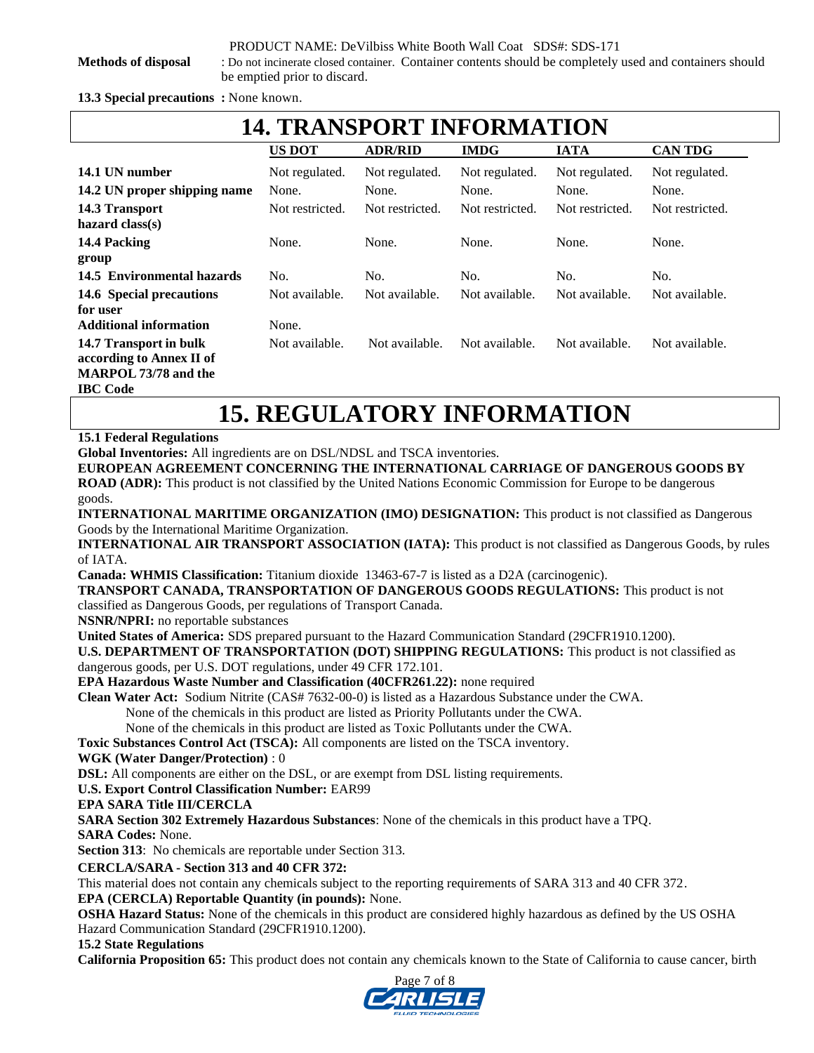**Methods of disposal** : Do not incinerate closed container. Container contents should be completely used and containers should be emptied prior to discard.

**13.3 Special precautions :** None known.

# 14. TRANSPORT INFORMATION

| | US DOT | ADR/RID | IMDG | IATA | CAN TDG |
|---|---|---|---|---|---|
| **14.1 UN number** | Not regulated. | Not regulated. | Not regulated. | Not regulated. | Not regulated. |
| **14.2 UN proper shipping name** | None. | None. | None. | None. | None. |
| **14.3 Transport hazard class(s)** | Not restricted. | Not restricted. | Not restricted. | Not restricted. | Not restricted. |
| **14.4 Packing group** | None. | None. | None. | None. | None. |
| **14.5 Environmental hazards** | No. | No. | No. | No. | No. |
| **14.6 Special precautions for user** | Not available. | Not available. | Not available. | Not available. | Not available. |
| **Additional information** | None. | | | | |
| **14.7 Transport in bulk according to Annex II of MARPOL 73/78 and the IBC Code** | Not available. | Not available. | Not available. | Not available. | Not available. |

# 15. REGULATORY INFORMATION

**15.1 Federal Regulations**

**Global Inventories:** All ingredients are on DSL/NDSL and TSCA inventories.

**EUROPEAN AGREEMENT CONCERNING THE INTERNATIONAL CARRIAGE OF DANGEROUS GOODS BY ROAD (ADR):** This product is not classified by the United Nations Economic Commission for Europe to be dangerous goods.

**INTERNATIONAL MARITIME ORGANIZATION (IMO) DESIGNATION:** This product is not classified as Dangerous Goods by the International Maritime Organization.

**INTERNATIONAL AIR TRANSPORT ASSOCIATION (IATA):** This product is not classified as Dangerous Goods, by rules of IATA.

**Canada: WHMIS Classification:** Titanium dioxide 13463-67-7 is listed as a D2A (carcinogenic).

**TRANSPORT CANADA, TRANSPORTATION OF DANGEROUS GOODS REGULATIONS:** This product is not classified as Dangerous Goods, per regulations of Transport Canada.

**NSNR/NPRI:** no reportable substances

**United States of America:** SDS prepared pursuant to the Hazard Communication Standard (29CFR1910.1200).

**U.S. DEPARTMENT OF TRANSPORTATION (DOT) SHIPPING REGULATIONS:** This product is not classified as dangerous goods, per U.S. DOT regulations, under 49 CFR 172.101.

**EPA Hazardous Waste Number and Classification (40CFR261.22):** none required

**Clean Water Act:** Sodium Nitrite (CAS# 7632-00-0) is listed as a Hazardous Substance under the CWA.

None of the chemicals in this product are listed as Priority Pollutants under the CWA.

None of the chemicals in this product are listed as Toxic Pollutants under the CWA.

**Toxic Substances Control Act (TSCA):** All components are listed on the TSCA inventory.

**WGK (Water Danger/Protection)** : 0

**DSL:** All components are either on the DSL, or are exempt from DSL listing requirements.

**U.S. Export Control Classification Number:** EAR99

**EPA SARA Title III/CERCLA**

**SARA Section 302 Extremely Hazardous Substances**: None of the chemicals in this product have a TPQ.

**SARA Codes:** None.

**Section 313**: No chemicals are reportable under Section 313.

**CERCLA/SARA - Section 313 and 40 CFR 372:**

This material does not contain any chemicals subject to the reporting requirements of SARA 313 and 40 CFR 372.

**EPA (CERCLA) Reportable Quantity (in pounds):** None.

**OSHA Hazard Status:** None of the chemicals in this product are considered highly hazardous as defined by the US OSHA Hazard Communication Standard (29CFR1910.1200).

**15.2 State Regulations**

**California Proposition 65:** This product does not contain any chemicals known to the State of California to cause cancer, birth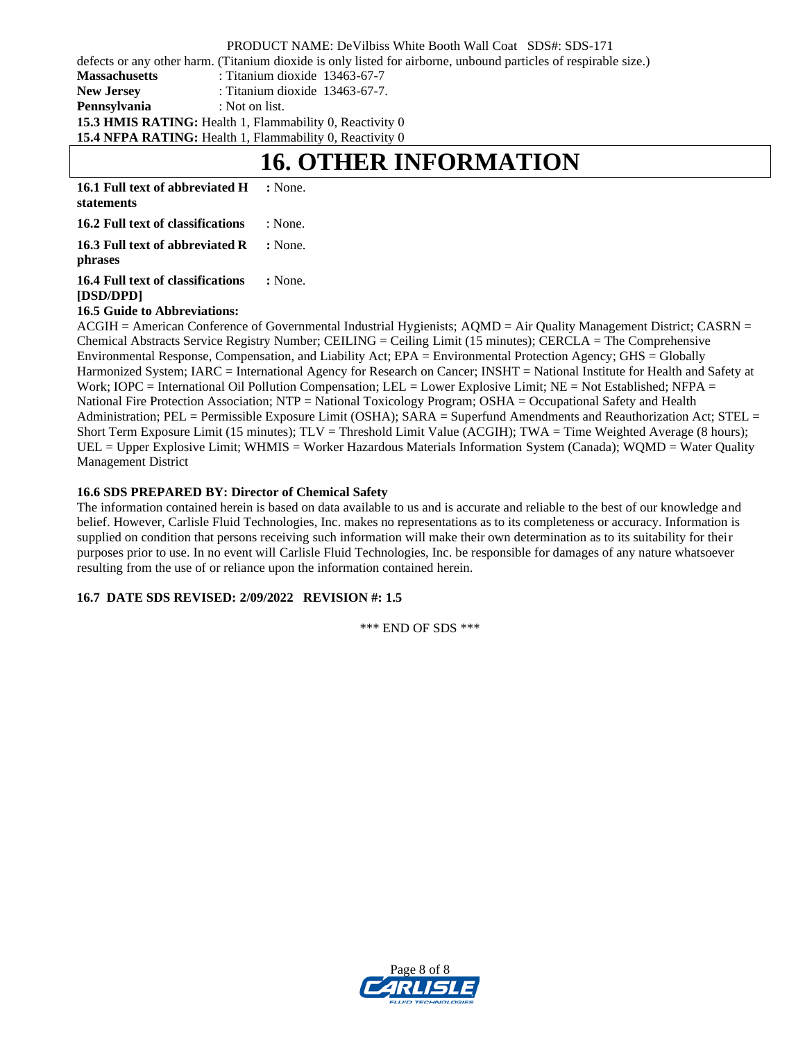defects or any other harm. (Titanium dioxide is only listed for airborne, unbound particles of respirable size.)

**Massachusetts** : Titanium dioxide 13463-67-7

**New Jersey** : Titanium dioxide 13463-67-7.

**Pennsylvania** : Not on list.

**15.3 HMIS RATING:** Health 1, Flammability 0, Reactivity 0

**15.4 NFPA RATING:** Health 1, Flammability 0, Reactivity 0

# 16. OTHER INFORMATION

**16.1 Full text of abbreviated H statements** **:** None.

**16.2 Full text of classifications** : None.

**16.3 Full text of abbreviated R phrases** **:** None.

**16.4 Full text of classifications [DSD/DPD]** **:** None.

**16.5 Guide to Abbreviations:**

ACGIH = American Conference of Governmental Industrial Hygienists; AQMD = Air Quality Management District; CASRN = Chemical Abstracts Service Registry Number; CEILING = Ceiling Limit (15 minutes); CERCLA = The Comprehensive Environmental Response, Compensation, and Liability Act; EPA = Environmental Protection Agency; GHS = Globally Harmonized System; IARC = International Agency for Research on Cancer; INSHT = National Institute for Health and Safety at Work; IOPC = International Oil Pollution Compensation; LEL = Lower Explosive Limit; NE = Not Established; NFPA = National Fire Protection Association; NTP = National Toxicology Program; OSHA = Occupational Safety and Health Administration; PEL = Permissible Exposure Limit (OSHA); SARA = Superfund Amendments and Reauthorization Act; STEL = Short Term Exposure Limit (15 minutes); TLV = Threshold Limit Value (ACGIH); TWA = Time Weighted Average (8 hours); UEL = Upper Explosive Limit; WHMIS = Worker Hazardous Materials Information System (Canada); WQMD = Water Quality Management District

**16.6 SDS PREPARED BY: Director of Chemical Safety**

The information contained herein is based on data available to us and is accurate and reliable to the best of our knowledge and belief. However, Carlisle Fluid Technologies, Inc. makes no representations as to its completeness or accuracy. Information is supplied on condition that persons receiving such information will make their own determination as to its suitability for their purposes prior to use. In no event will Carlisle Fluid Technologies, Inc. be responsible for damages of any nature whatsoever resulting from the use of or reliance upon the information contained herein.

**16.7 DATE SDS REVISED: 2/09/2022 REVISION #: 1.5**

\*\*\* END OF SDS \*\*\*